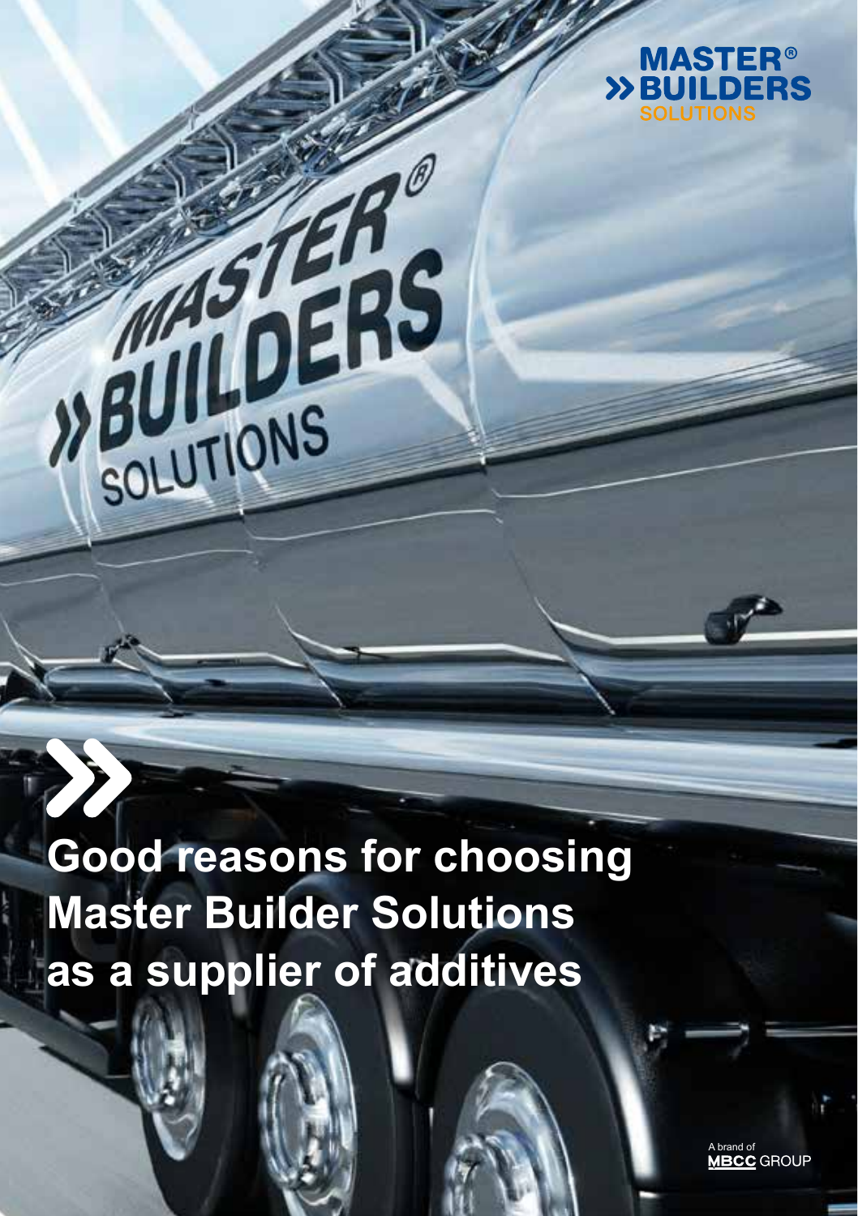MASTER®
BUILDERS
SOLUTIONS

# Good reasons for choosing Master Builder Solutions as a supplier of additives

A brand of
MBCC GROUP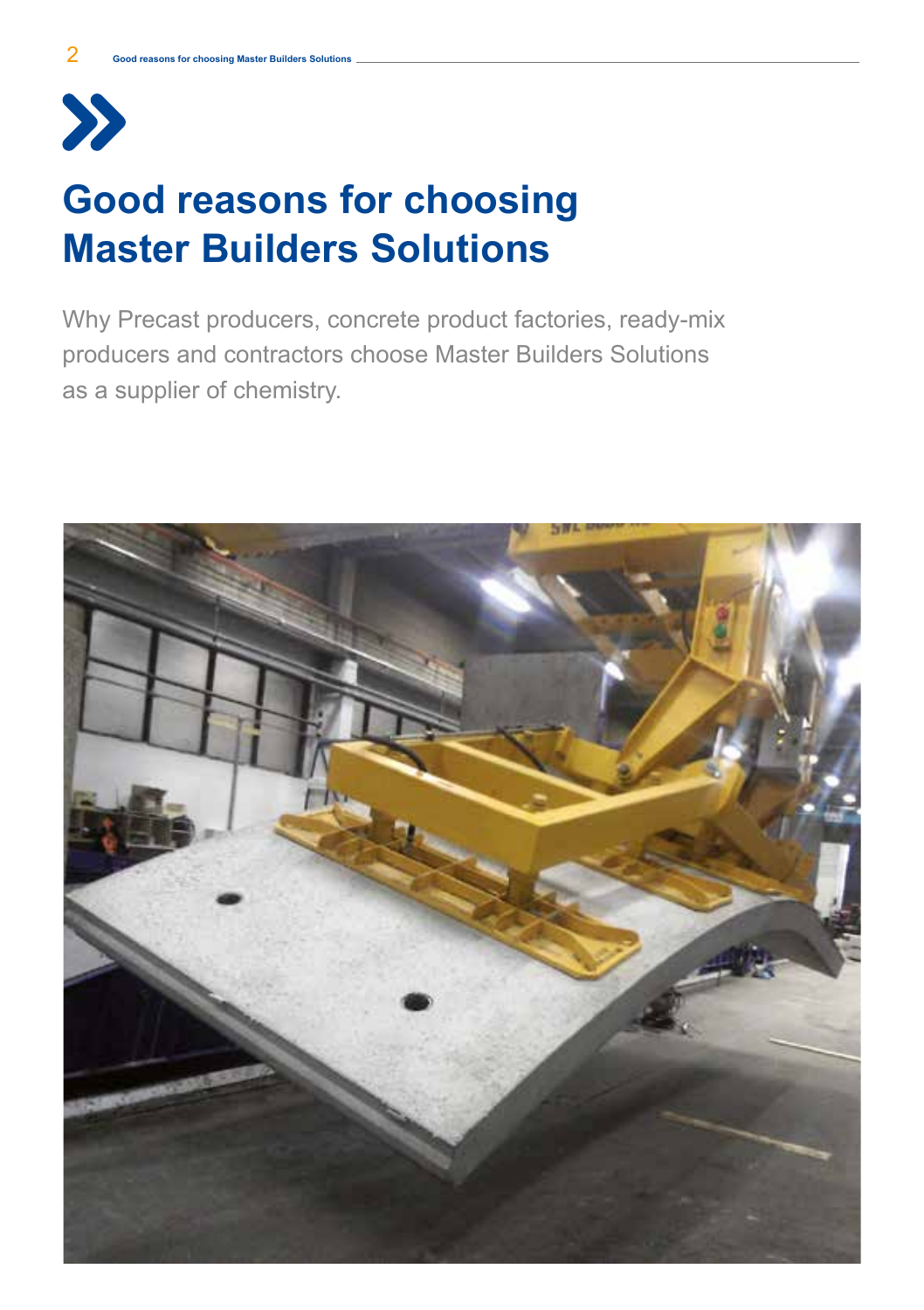# Good reasons for choosing Master Builders Solutions

Why Precast producers, concrete product factories, ready-mix producers and contractors choose Master Builders Solutions as a supplier of chemistry.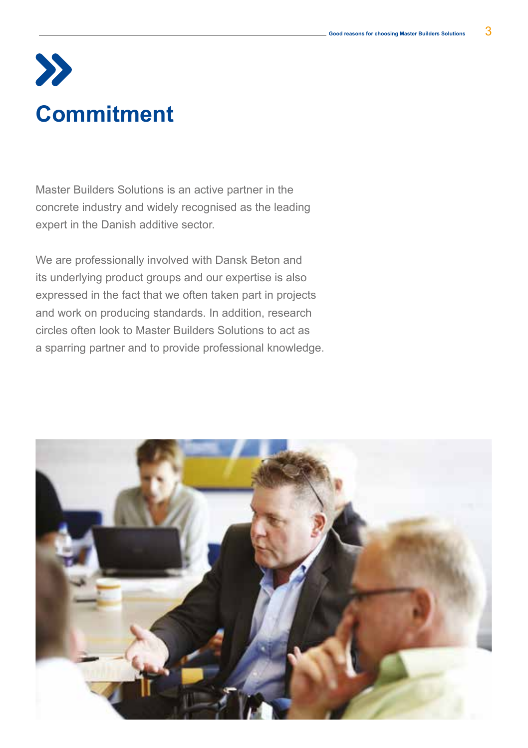# Commitment

Master Builders Solutions is an active partner in the concrete industry and widely recognised as the leading expert in the Danish additive sector.

We are professionally involved with Dansk Beton and its underlying product groups and our expertise is also expressed in the fact that we often taken part in projects and work on producing standards. In addition, research circles often look to Master Builders Solutions to act as a sparring partner and to provide professional knowledge.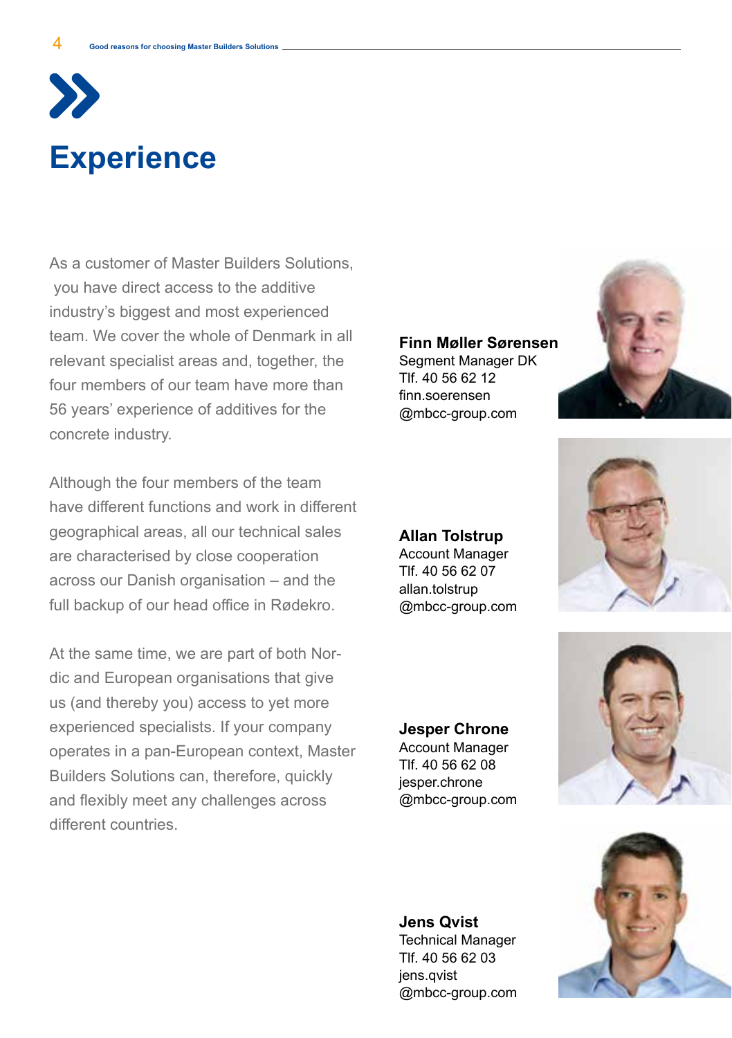# Experience

As a customer of Master Builders Solutions, you have direct access to the additive industry's biggest and most experienced team. We cover the whole of Denmark in all relevant specialist areas and, together, the four members of our team have more than 56 years' experience of additives for the concrete industry.

Although the four members of the team have different functions and work in different geographical areas, all our technical sales are characterised by close cooperation across our Danish organisation – and the full backup of our head office in Rødekro.

At the same time, we are part of both Nordic and European organisations that give us (and thereby you) access to yet more experienced specialists. If your company operates in a pan-European context, Master Builders Solutions can, therefore, quickly and flexibly meet any challenges across different countries.

**Finn Møller Sørensen**
Segment Manager DK
Tlf. 40 56 62 12
finn.soerensen
@mbcc-group.com

**Allan Tolstrup**
Account Manager
Tlf. 40 56 62 07
allan.tolstrup
@mbcc-group.com

**Jesper Chrone**
Account Manager
Tlf. 40 56 62 08
jesper.chrone
@mbcc-group.com

**Jens Qvist**
Technical Manager
Tlf. 40 56 62 03
jens.qvist
@mbcc-group.com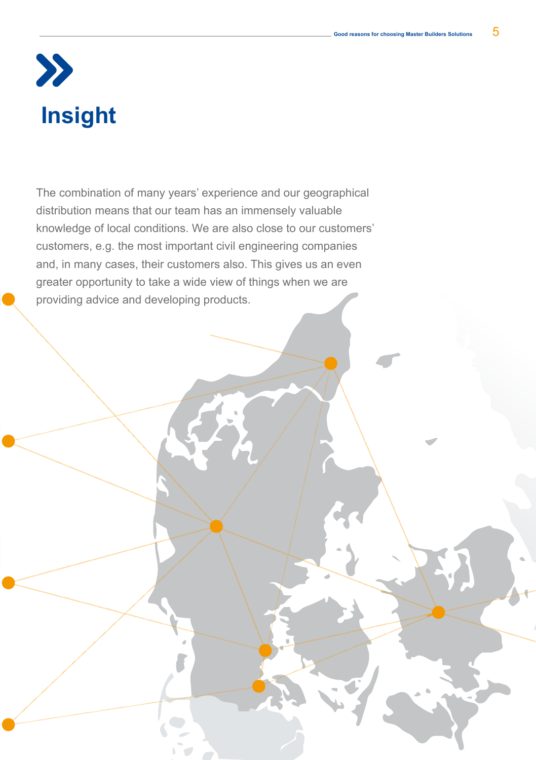# Insight

The combination of many years' experience and our geographical distribution means that our team has an immensely valuable knowledge of local conditions. We are also close to our customers' customers, e.g. the most important civil engineering companies and, in many cases, their customers also. This gives us an even greater opportunity to take a wide view of things when we are providing advice and developing products.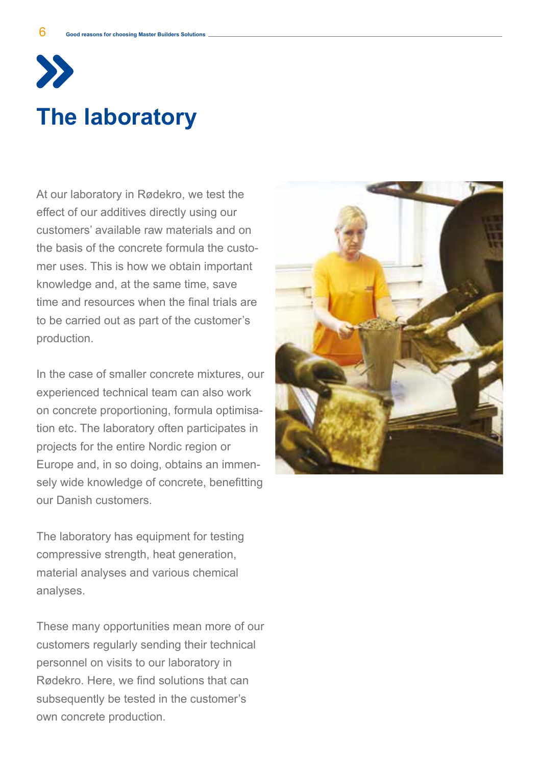# The laboratory

At our laboratory in Rødekro, we test the effect of our additives directly using our customers' available raw materials and on the basis of the concrete formula the customer uses. This is how we obtain important knowledge and, at the same time, save time and resources when the final trials are to be carried out as part of the customer's production.

In the case of smaller concrete mixtures, our experienced technical team can also work on concrete proportioning, formula optimisation etc. The laboratory often participates in projects for the entire Nordic region or Europe and, in so doing, obtains an immensely wide knowledge of concrete, benefitting our Danish customers.

The laboratory has equipment for testing compressive strength, heat generation, material analyses and various chemical analyses.

These many opportunities mean more of our customers regularly sending their technical personnel on visits to our laboratory in Rødekro. Here, we find solutions that can subsequently be tested in the customer's own concrete production.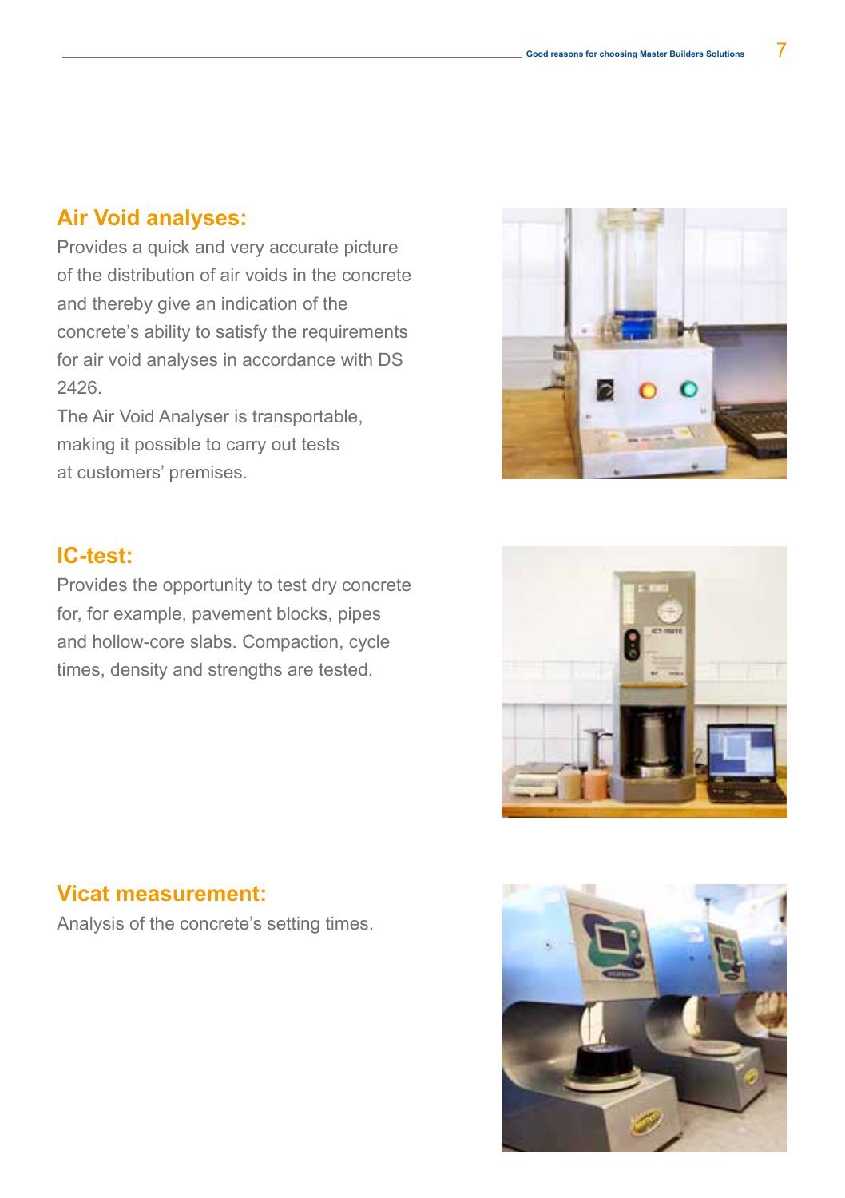## Air Void analyses:

Provides a quick and very accurate picture of the distribution of air voids in the concrete and thereby give an indication of the concrete's ability to satisfy the requirements for air void analyses in accordance with DS 2426.

The Air Void Analyser is transportable, making it possible to carry out tests at customers' premises.

## IC-test:

Provides the opportunity to test dry concrete for, for example, pavement blocks, pipes and hollow-core slabs. Compaction, cycle times, density and strengths are tested.

## Vicat measurement:

Analysis of the concrete's setting times.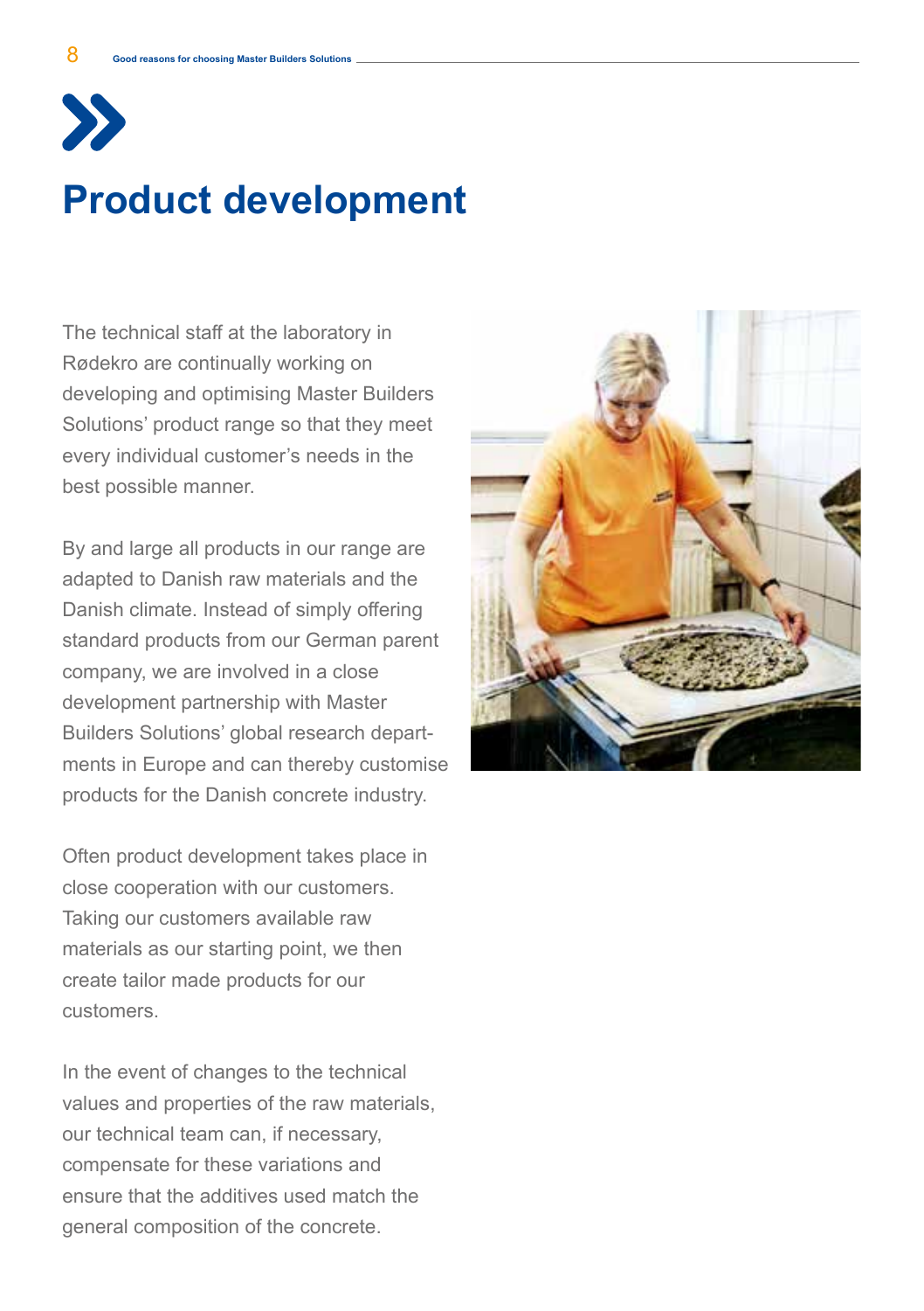# Product development

The technical staff at the laboratory in Rødekro are continually working on developing and optimising Master Builders Solutions' product range so that they meet every individual customer's needs in the best possible manner.

By and large all products in our range are adapted to Danish raw materials and the Danish climate. Instead of simply offering standard products from our German parent company, we are involved in a close development partnership with Master Builders Solutions' global research departments in Europe and can thereby customise products for the Danish concrete industry.

Often product development takes place in close cooperation with our customers. Taking our customers available raw materials as our starting point, we then create tailor made products for our customers.

In the event of changes to the technical values and properties of the raw materials, our technical team can, if necessary, compensate for these variations and ensure that the additives used match the general composition of the concrete.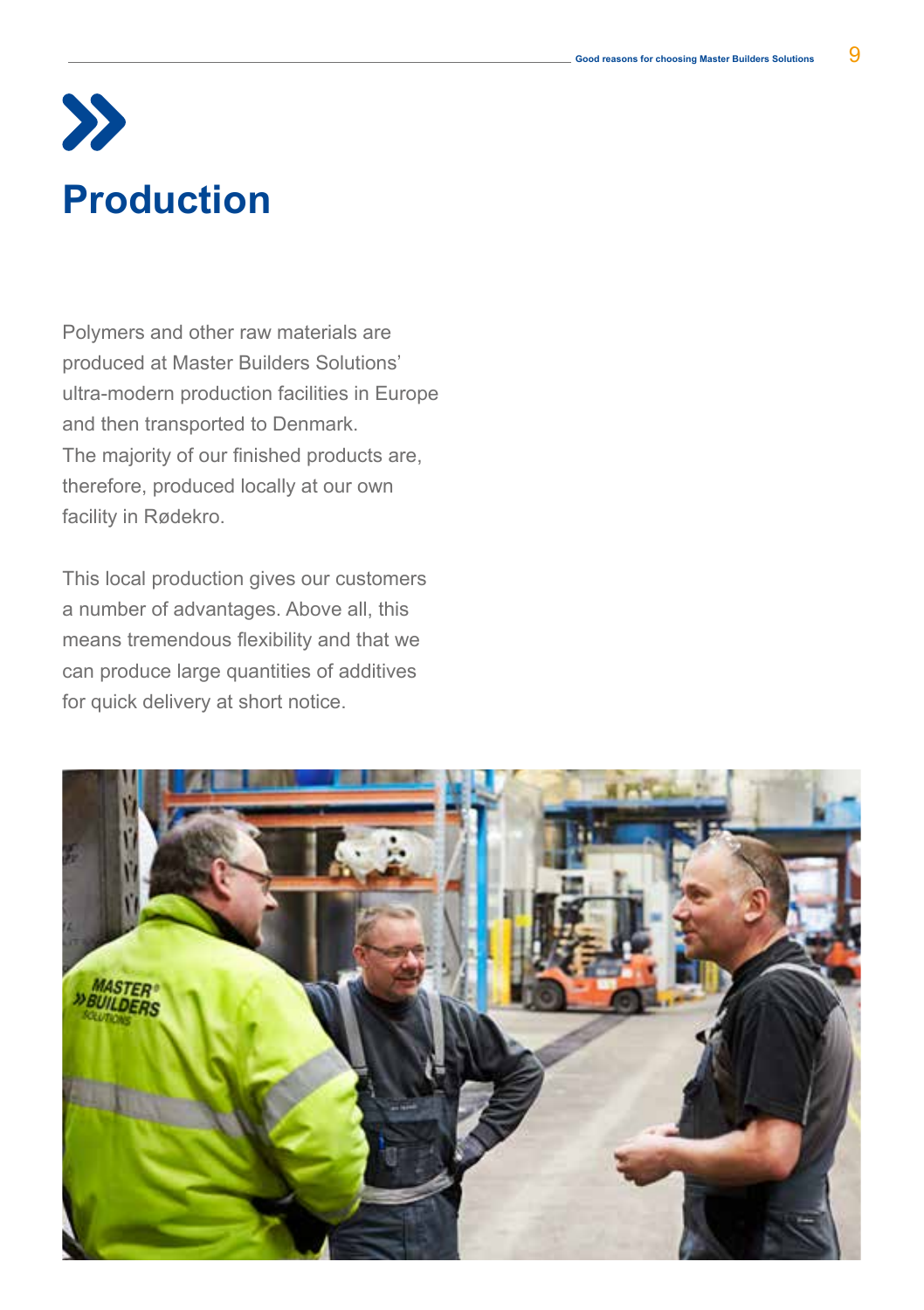# Production

Polymers and other raw materials are produced at Master Builders Solutions' ultra-modern production facilities in Europe and then transported to Denmark. The majority of our finished products are, therefore, produced locally at our own facility in Rødekro.

This local production gives our customers a number of advantages. Above all, this means tremendous flexibility and that we can produce large quantities of additives for quick delivery at short notice.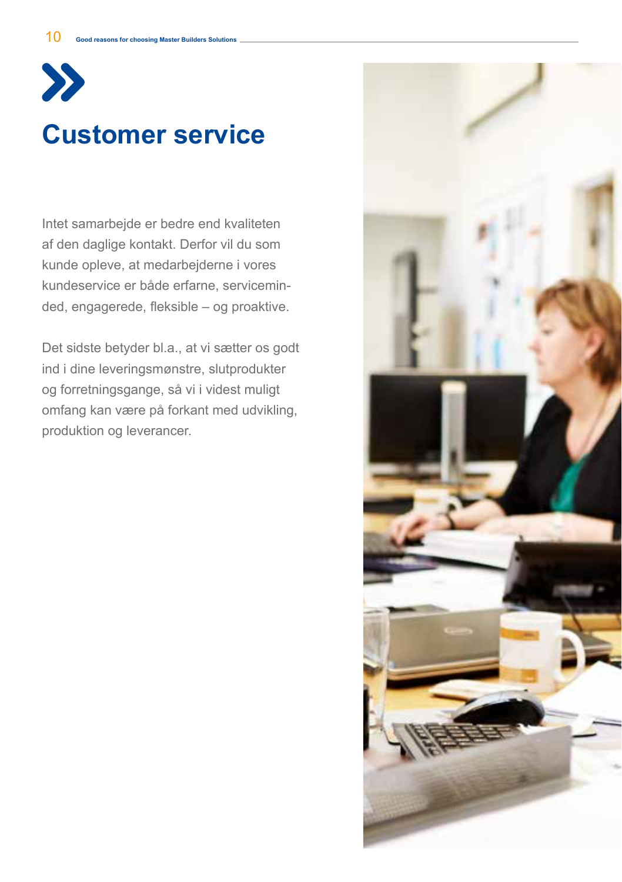# Customer service

Intet samarbejde er bedre end kvaliteten af den daglige kontakt. Derfor vil du som kunde opleve, at medarbejderne i vores kundeservice er både erfarne, serviceminded, engagerede, fleksible – og proaktive.

Det sidste betyder bl.a., at vi sætter os godt ind i dine leveringsmønstre, slutprodukter og forretningsgange, så vi i videst muligt omfang kan være på forkant med udvikling, produktion og leverancer.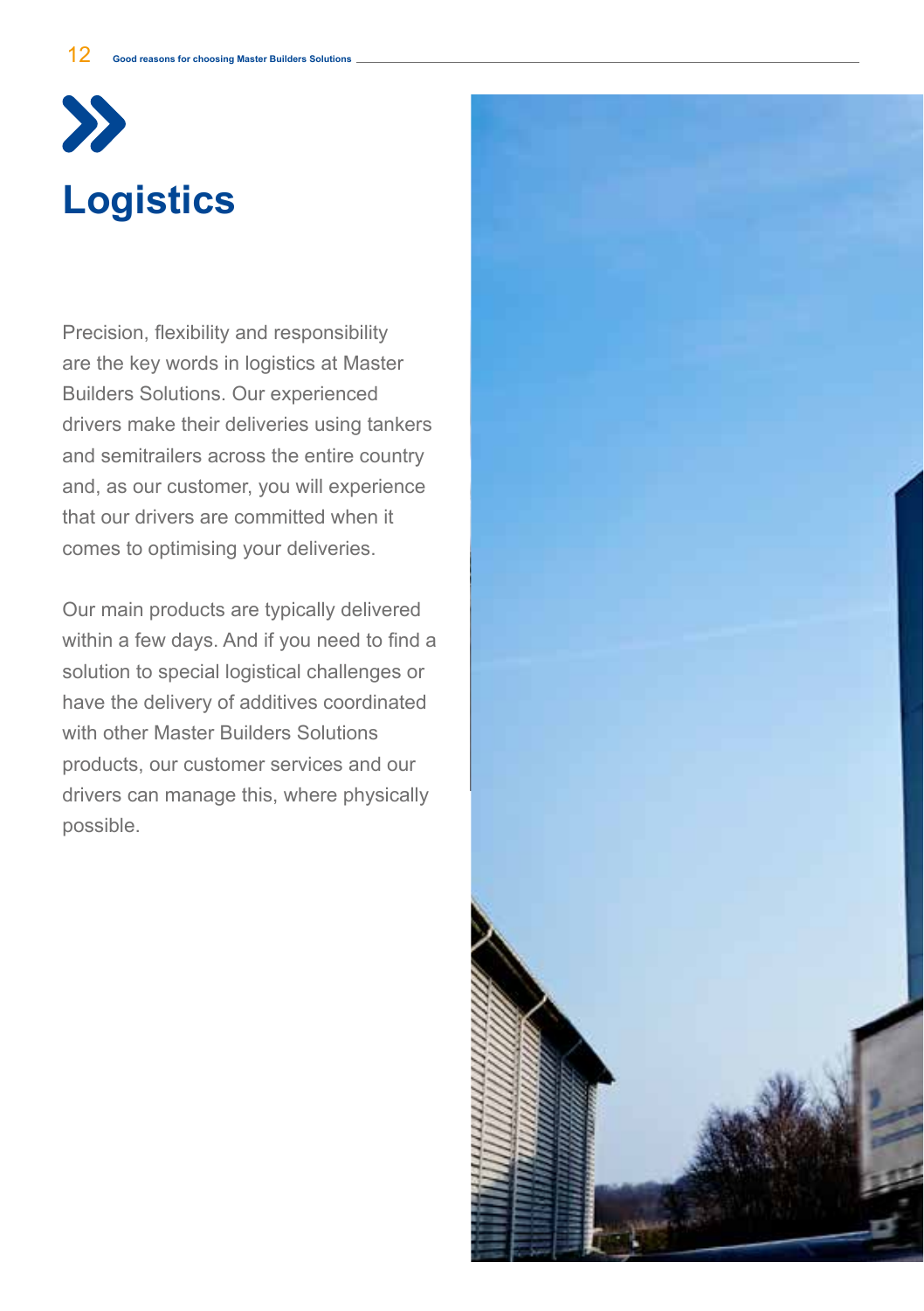# Logistics

Precision, flexibility and responsibility are the key words in logistics at Master Builders Solutions. Our experienced drivers make their deliveries using tankers and semitrailers across the entire country and, as our customer, you will experience that our drivers are committed when it comes to optimising your deliveries.

Our main products are typically delivered within a few days. And if you need to find a solution to special logistical challenges or have the delivery of additives coordinated with other Master Builders Solutions products, our customer services and our drivers can manage this, where physically possible.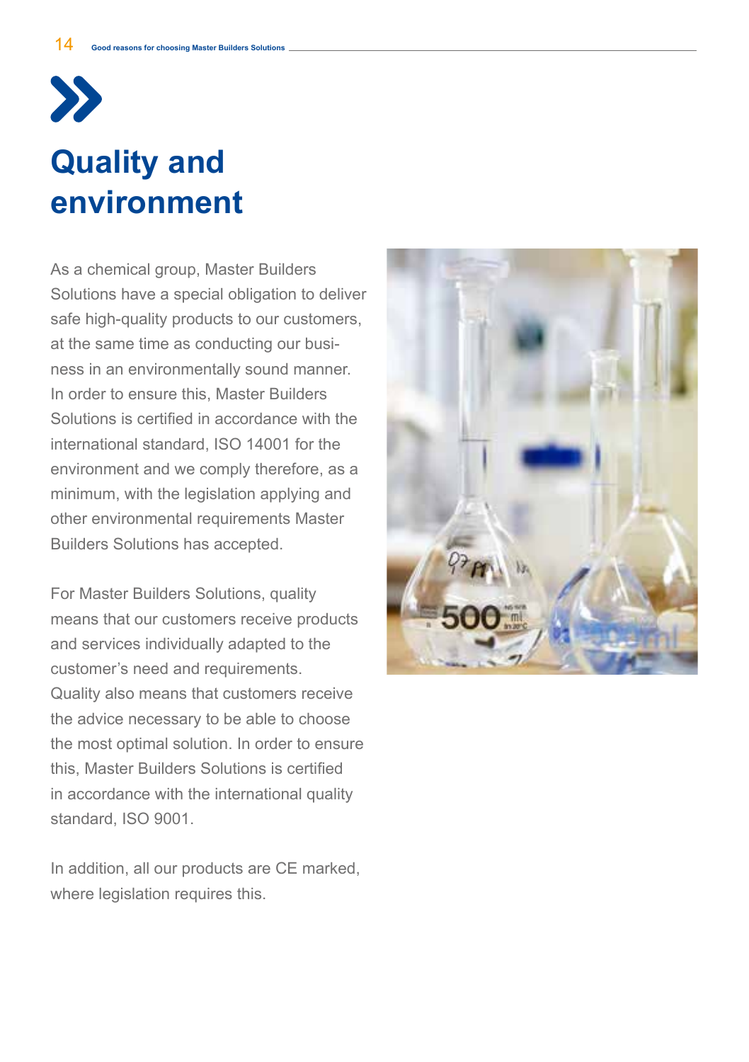# Quality and environment

As a chemical group, Master Builders Solutions have a special obligation to deliver safe high-quality products to our customers, at the same time as conducting our business in an environmentally sound manner. In order to ensure this, Master Builders Solutions is certified in accordance with the international standard, ISO 14001 for the environment and we comply therefore, as a minimum, with the legislation applying and other environmental requirements Master Builders Solutions has accepted.

For Master Builders Solutions, quality means that our customers receive products and services individually adapted to the customer's need and requirements. Quality also means that customers receive the advice necessary to be able to choose the most optimal solution. In order to ensure this, Master Builders Solutions is certified in accordance with the international quality standard, ISO 9001.

In addition, all our products are CE marked, where legislation requires this.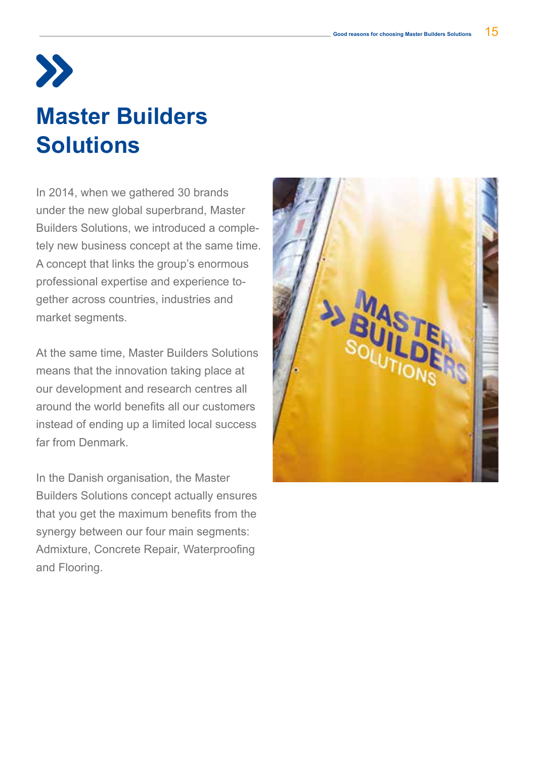# Master Builders Solutions

In 2014, when we gathered 30 brands under the new global superbrand, Master Builders Solutions, we introduced a completely new business concept at the same time. A concept that links the group's enormous professional expertise and experience together across countries, industries and market segments.

At the same time, Master Builders Solutions means that the innovation taking place at our development and research centres all around the world benefits all our customers instead of ending up a limited local success far from Denmark.

In the Danish organisation, the Master Builders Solutions concept actually ensures that you get the maximum benefits from the synergy between our four main segments: Admixture, Concrete Repair, Waterproofing and Flooring.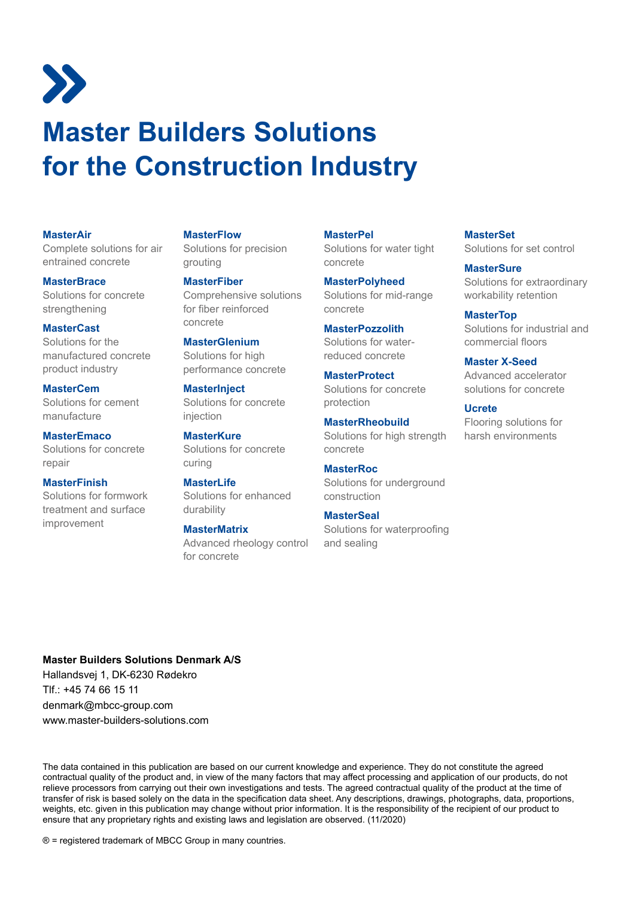# Master Builders Solutions for the Construction Industry

**MasterAir**
Complete solutions for air entrained concrete

**MasterBrace**
Solutions for concrete strengthening

**MasterCast**
Solutions for the manufactured concrete product industry

**MasterCem**
Solutions for cement manufacture

**MasterEmaco**
Solutions for concrete repair

**MasterFinish**
Solutions for formwork treatment and surface improvement

**MasterFlow**
Solutions for precision grouting

**MasterFiber**
Comprehensive solutions for fiber reinforced concrete

**MasterGlenium**
Solutions for high performance concrete

**MasterInject**
Solutions for concrete injection

**MasterKure**
Solutions for concrete curing

**MasterLife**
Solutions for enhanced durability

**MasterMatrix**
Advanced rheology control for concrete

**MasterPel**
Solutions for water tight concrete

**MasterPolyheed**
Solutions for mid-range concrete

**MasterPozzolith**
Solutions for water-reduced concrete

**MasterProtect**
Solutions for concrete protection

**MasterRheobuild**
Solutions for high strength concrete

**MasterRoc**
Solutions for underground construction

**MasterSeal**
Solutions for waterproofing and sealing

**MasterSet**
Solutions for set control

**MasterSure**
Solutions for extraordinary workability retention

**MasterTop**
Solutions for industrial and commercial floors

**Master X-Seed**
Advanced accelerator solutions for concrete

**Ucrete**
Flooring solutions for harsh environments

**Master Builders Solutions Denmark A/S**
Hallandsvej 1, DK-6230 Rødekro
Tlf.: +45 74 66 15 11
denmark@mbcc-group.com
www.master-builders-solutions.com

The data contained in this publication are based on our current knowledge and experience. They do not constitute the agreed contractual quality of the product and, in view of the many factors that may affect processing and application of our products, do not relieve processors from carrying out their own investigations and tests. The agreed contractual quality of the product at the time of transfer of risk is based solely on the data in the specification data sheet. Any descriptions, drawings, photographs, data, proportions, weights, etc. given in this publication may change without prior information. It is the responsibility of the recipient of our product to ensure that any proprietary rights and existing laws and legislation are observed. (11/2020)

® = registered trademark of MBCC Group in many countries.